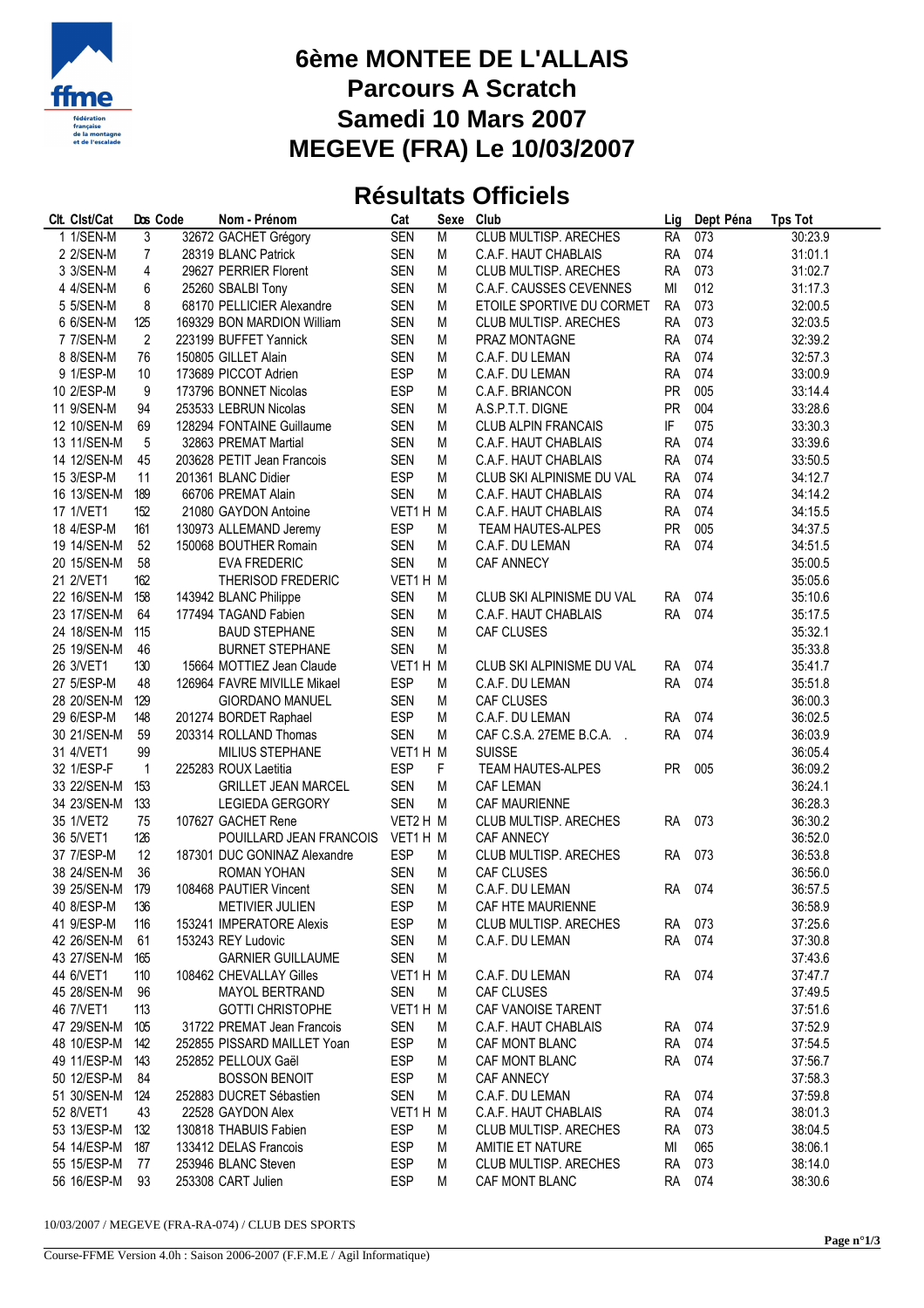# 6ème MONTEE DE L'ALLAIS
## Parcours A Scratch
## Samedi 10 Mars 2007
## MEGEVE (FRA) Le 10/03/2007

## Résultats Officiels

| Clt. | Clst/Cat | Dos | Code | Nom - Prénom | Cat | Sexe | Club | Lig | Dept Péna | Tps Tot |
|---|---|---|---|---|---|---|---|---|---|---|
| 1 | 1/SEN-M | 3 | 32672 | GACHET Grégory | SEN | M | CLUB MULTISP. ARECHES | RA | 073 | 30:23.9 |
| 2 | 2/SEN-M | 7 | 28319 | BLANC Patrick | SEN | M | C.A.F. HAUT CHABLAIS | RA | 074 | 31:01.1 |
| 3 | 3/SEN-M | 4 | 29627 | PERRIER Florent | SEN | M | CLUB MULTISP. ARECHES | RA | 073 | 31:02.7 |
| 4 | 4/SEN-M | 6 | 25260 | SBALBI Tony | SEN | M | C.A.F. CAUSSES CEVENNES | MI | 012 | 31:17.3 |
| 5 | 5/SEN-M | 8 | 68170 | PELLICIER Alexandre | SEN | M | ETOILE SPORTIVE DU CORMET | RA | 073 | 32:00.5 |
| 6 | 6/SEN-M | 125 | 169329 | BON MARDION William | SEN | M | CLUB MULTISP. ARECHES | RA | 073 | 32:03.5 |
| 7 | 7/SEN-M | 2 | 223199 | BUFFET Yannick | SEN | M | PRAZ MONTAGNE | RA | 074 | 32:39.2 |
| 8 | 8/SEN-M | 76 | 150805 | GILLET Alain | SEN | M | C.A.F. DU LEMAN | RA | 074 | 32:57.3 |
| 9 | 1/ESP-M | 10 | 173689 | PICCOT Adrien | ESP | M | C.A.F. DU LEMAN | RA | 074 | 33:00.9 |
| 10 | 2/ESP-M | 9 | 173796 | BONNET Nicolas | ESP | M | C.A.F. BRIANCON | PR | 005 | 33:14.4 |
| 11 | 9/SEN-M | 94 | 253533 | LEBRUN Nicolas | SEN | M | A.S.P.T.T. DIGNE | PR | 004 | 33:28.6 |
| 12 | 10/SEN-M | 69 | 128294 | FONTAINE Guillaume | SEN | M | CLUB ALPIN FRANCAIS | IF | 075 | 33:30.3 |
| 13 | 11/SEN-M | 5 | 32863 | PREMAT Martial | SEN | M | C.A.F. HAUT CHABLAIS | RA | 074 | 33:39.6 |
| 14 | 12/SEN-M | 45 | 203628 | PETIT Jean Francois | SEN | M | C.A.F. HAUT CHABLAIS | RA | 074 | 33:50.5 |
| 15 | 3/ESP-M | 11 | 201361 | BLANC Didier | ESP | M | CLUB SKI ALPINISME DU VAL | RA | 074 | 34:12.7 |
| 16 | 13/SEN-M | 189 | 66706 | PREMAT Alain | SEN | M | C.A.F. HAUT CHABLAIS | RA | 074 | 34:14.2 |
| 17 | 1/VET1 | 152 | 21080 | GAYDON Antoine | VET1 H | M | C.A.F. HAUT CHABLAIS | RA | 074 | 34:15.5 |
| 18 | 4/ESP-M | 161 | 130973 | ALLEMAND Jeremy | ESP | M | TEAM HAUTES-ALPES | PR | 005 | 34:37.5 |
| 19 | 14/SEN-M | 52 | 150068 | BOUTHER Romain | SEN | M | C.A.F. DU LEMAN | RA | 074 | 34:51.5 |
| 20 | 15/SEN-M | 58 | | EVA FREDERIC | SEN | M | CAF ANNECY | | | 35:00.5 |
| 21 | 2/VET1 | 162 | | THERISOD FREDERIC | VET1 H | M | | | | 35:05.6 |
| 22 | 16/SEN-M | 158 | 143942 | BLANC Philippe | SEN | M | CLUB SKI ALPINISME DU VAL | RA | 074 | 35:10.6 |
| 23 | 17/SEN-M | 64 | 177494 | TAGAND Fabien | SEN | M | C.A.F. HAUT CHABLAIS | RA | 074 | 35:17.5 |
| 24 | 18/SEN-M | 115 | | BAUD STEPHANE | SEN | M | CAF CLUSES | | | 35:32.1 |
| 25 | 19/SEN-M | 46 | | BURNET STEPHANE | SEN | M | | | | 35:33.8 |
| 26 | 3/VET1 | 130 | 15664 | MOTTIEZ Jean Claude | VET1 H | M | CLUB SKI ALPINISME DU VAL | RA | 074 | 35:41.7 |
| 27 | 5/ESP-M | 48 | 126964 | FAVRE MIVILLE Mikael | ESP | M | C.A.F. DU LEMAN | RA | 074 | 35:51.8 |
| 28 | 20/SEN-M | 129 | | GIORDANO MANUEL | SEN | M | CAF CLUSES | | | 36:00.3 |
| 29 | 6/ESP-M | 148 | 201274 | BORDET Raphael | ESP | M | C.A.F. DU LEMAN | RA | 074 | 36:02.5 |
| 30 | 21/SEN-M | 59 | 203314 | ROLLAND Thomas | SEN | M | CAF C.S.A. 27EME B.C.A. . | RA | 074 | 36:03.9 |
| 31 | 4/VET1 | 99 | | MILIUS STEPHANE | VET1 H | M | SUISSE | | | 36:05.4 |
| 32 | 1/ESP-F | 1 | 225283 | ROUX Laetitia | ESP | F | TEAM HAUTES-ALPES | PR | 005 | 36:09.2 |
| 33 | 22/SEN-M | 153 | | GRILLET JEAN MARCEL | SEN | M | CAF LEMAN | | | 36:24.1 |
| 34 | 23/SEN-M | 133 | | LEGIEDA GERGORY | SEN | M | CAF MAURIENNE | | | 36:28.3 |
| 35 | 1/VET2 | 75 | 107627 | GACHET Rene | VET2 H | M | CLUB MULTISP. ARECHES | RA | 073 | 36:30.2 |
| 36 | 5/VET1 | 126 | | POUILLARD JEAN FRANCOIS | VET1 H | M | CAF ANNECY | | | 36:52.0 |
| 37 | 7/ESP-M | 12 | 187301 | DUC GONINAZ Alexandre | ESP | M | CLUB MULTISP. ARECHES | RA | 073 | 36:53.8 |
| 38 | 24/SEN-M | 36 | | ROMAN YOHAN | SEN | M | CAF CLUSES | | | 36:56.0 |
| 39 | 25/SEN-M | 179 | 108468 | PAUTIER Vincent | SEN | M | C.A.F. DU LEMAN | RA | 074 | 36:57.5 |
| 40 | 8/ESP-M | 136 | | METIVIER JULIEN | ESP | M | CAF HTE MAURIENNE | | | 36:58.9 |
| 41 | 9/ESP-M | 116 | 153241 | IMPERATORE Alexis | ESP | M | CLUB MULTISP. ARECHES | RA | 073 | 37:25.6 |
| 42 | 26/SEN-M | 61 | 153243 | REY Ludovic | SEN | M | C.A.F. DU LEMAN | RA | 074 | 37:30.8 |
| 43 | 27/SEN-M | 165 | | GARNIER GUILLAUME | SEN | M | | | | 37:43.6 |
| 44 | 6/VET1 | 110 | 108462 | CHEVALLAY Gilles | VET1 H | M | C.A.F. DU LEMAN | RA | 074 | 37:47.7 |
| 45 | 28/SEN-M | 96 | | MAYOL BERTRAND | SEN | M | CAF CLUSES | | | 37:49.5 |
| 46 | 7/VET1 | 113 | | GOTTI CHRISTOPHE | VET1 H | M | CAF VANOISE TARENT | | | 37:51.6 |
| 47 | 29/SEN-M | 105 | 31722 | PREMAT Jean Francois | SEN | M | C.A.F. HAUT CHABLAIS | RA | 074 | 37:52.9 |
| 48 | 10/ESP-M | 142 | 252855 | PISSARD MAILLET Yoan | ESP | M | CAF MONT BLANC | RA | 074 | 37:54.5 |
| 49 | 11/ESP-M | 143 | 252852 | PELLOUX Gaël | ESP | M | CAF MONT BLANC | RA | 074 | 37:56.7 |
| 50 | 12/ESP-M | 84 | | BOSSON BENOIT | ESP | M | CAF ANNECY | | | 37:58.3 |
| 51 | 30/SEN-M | 124 | 252883 | DUCRET Sébastien | SEN | M | C.A.F. DU LEMAN | RA | 074 | 37:59.8 |
| 52 | 8/VET1 | 43 | 22528 | GAYDON Alex | VET1 H | M | C.A.F. HAUT CHABLAIS | RA | 074 | 38:01.3 |
| 53 | 13/ESP-M | 132 | 130818 | THABUIS Fabien | ESP | M | CLUB MULTISP. ARECHES | RA | 073 | 38:04.5 |
| 54 | 14/ESP-M | 187 | 133412 | DELAS Francois | ESP | M | AMITIE ET NATURE | MI | 065 | 38:06.1 |
| 55 | 15/ESP-M | 77 | 253946 | BLANC Steven | ESP | M | CLUB MULTISP. ARECHES | RA | 073 | 38:14.0 |
| 56 | 16/ESP-M | 93 | 253308 | CART Julien | ESP | M | CAF MONT BLANC | RA | 074 | 38:30.6 |

10/03/2007 / MEGEVE (FRA-RA-074) / CLUB DES SPORTS

Course-FFME Version 4.0h : Saison 2006-2007 (F.F.M.E / Agil Informatique)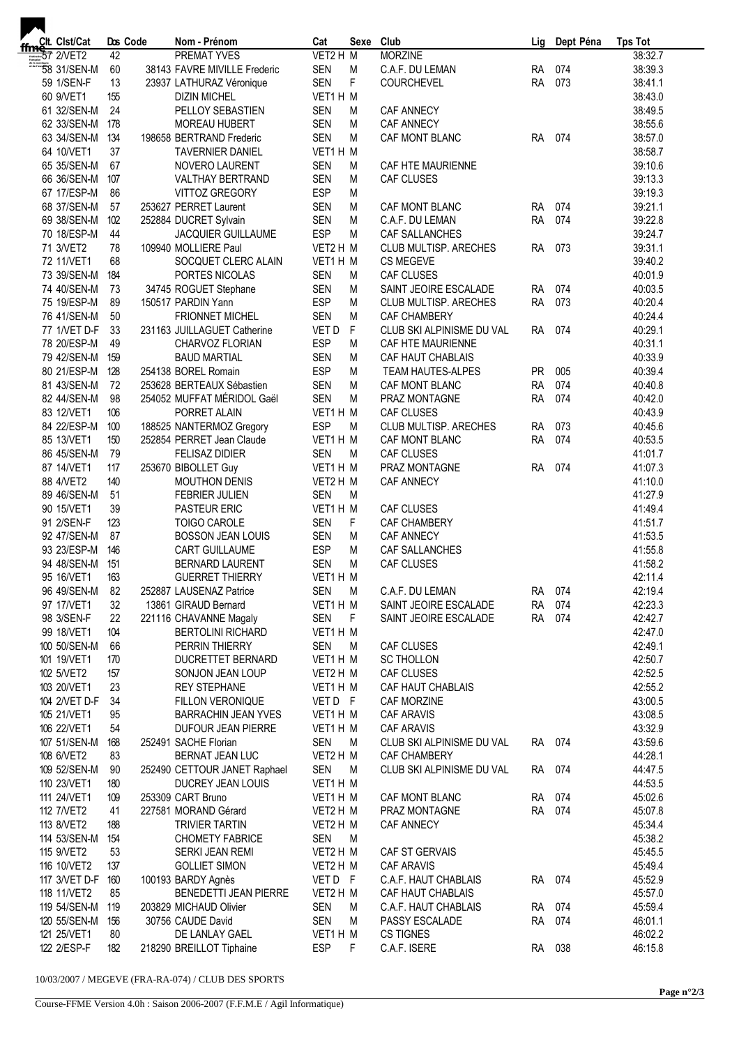| Clt. Clst/Cat | Dos | Code | Nom - Prénom | Cat | Sexe | Club | Lig | Dept Péna | Tps Tot |
|---|---|---|---|---|---|---|---|---|---|
| 57 2/VET2 | 42 | | PREMAT YVES | VET2 H | M | MORZINE | | | 38:32.7 |
| 58 31/SEN-M | 60 | 38143 | FAVRE MIVILLE Frederic | SEN | M | C.A.F. DU LEMAN | RA | 074 | 38:39.3 |
| 59 1/SEN-F | 13 | 23937 | LATHURAZ Véronique | SEN | F | COURCHEVEL | RA | 073 | 38:41.1 |
| 60 9/VET1 | 155 | | DIZIN MICHEL | VET1 H | M | | | | 38:43.0 |
| 61 32/SEN-M | 24 | | PELLOY SEBASTIEN | SEN | M | CAF ANNECY | | | 38:49.5 |
| 62 33/SEN-M | 178 | | MOREAU HUBERT | SEN | M | CAF ANNECY | | | 38:55.6 |
| 63 34/SEN-M | 134 | 198658 | BERTRAND Frederic | SEN | M | CAF MONT BLANC | RA | 074 | 38:57.0 |
| 64 10/VET1 | 37 | | TAVERNIER DANIEL | VET1 H | M | | | | 38:58.7 |
| 65 35/SEN-M | 67 | | NOVERO LAURENT | SEN | M | CAF HTE MAURIENNE | | | 39:10.6 |
| 66 36/SEN-M | 107 | | VALTHAY BERTRAND | SEN | M | CAF CLUSES | | | 39:13.3 |
| 67 17/ESP-M | 86 | | VITTOZ GREGORY | ESP | M | | | | 39:19.3 |
| 68 37/SEN-M | 57 | 253627 | PERRET Laurent | SEN | M | CAF MONT BLANC | RA | 074 | 39:21.1 |
| 69 38/SEN-M | 102 | 252884 | DUCRET Sylvain | SEN | M | C.A.F. DU LEMAN | RA | 074 | 39:22.8 |
| 70 18/ESP-M | 44 | | JACQUIER GUILLAUME | ESP | M | CAF SALLANCHES | | | 39:24.7 |
| 71 3/VET2 | 78 | 109940 | MOLLIERE Paul | VET2 H | M | CLUB MULTISP. ARECHES | RA | 073 | 39:31.1 |
| 72 11/VET1 | 68 | | SOCQUET CLERC ALAIN | VET1 H | M | CS MEGEVE | | | 39:40.2 |
| 73 39/SEN-M | 184 | | PORTES NICOLAS | SEN | M | CAF CLUSES | | | 40:01.9 |
| 74 40/SEN-M | 73 | 34745 | ROGUET Stephane | SEN | M | SAINT JEOIRE ESCALADE | RA | 074 | 40:03.5 |
| 75 19/ESP-M | 89 | 150517 | PARDIN Yann | ESP | M | CLUB MULTISP. ARECHES | RA | 073 | 40:20.4 |
| 76 41/SEN-M | 50 | | FRIONNET MICHEL | SEN | M | CAF CHAMBERY | | | 40:24.4 |
| 77 1/VET D-F | 33 | 231163 | JUILLAGUET Catherine | VET D | F | CLUB SKI ALPINISME DU VAL | RA | 074 | 40:29.1 |
| 78 20/ESP-M | 49 | | CHARVOZ FLORIAN | ESP | M | CAF HTE MAURIENNE | | | 40:31.1 |
| 79 42/SEN-M | 159 | | BAUD MARTIAL | SEN | M | CAF HAUT CHABLAIS | | | 40:33.9 |
| 80 21/ESP-M | 128 | 254138 | BOREL Romain | ESP | M | TEAM HAUTES-ALPES | PR | 005 | 40:39.4 |
| 81 43/SEN-M | 72 | 253628 | BERTEAUX Sébastien | SEN | M | CAF MONT BLANC | RA | 074 | 40:40.8 |
| 82 44/SEN-M | 98 | 254052 | MUFFAT MÉRIDOL Gaël | SEN | M | PRAZ MONTAGNE | RA | 074 | 40:42.0 |
| 83 12/VET1 | 106 | | PORRET ALAIN | VET1 H | M | CAF CLUSES | | | 40:43.9 |
| 84 22/ESP-M | 100 | 188525 | NANTERMOZ Gregory | ESP | M | CLUB MULTISP. ARECHES | RA | 073 | 40:45.6 |
| 85 13/VET1 | 150 | 252854 | PERRET Jean Claude | VET1 H | M | CAF MONT BLANC | RA | 074 | 40:53.5 |
| 86 45/SEN-M | 79 | | FELISAZ DIDIER | SEN | M | CAF CLUSES | | | 41:01.7 |
| 87 14/VET1 | 117 | 253670 | BIBOLLET Guy | VET1 H | M | PRAZ MONTAGNE | RA | 074 | 41:07.3 |
| 88 4/VET2 | 140 | | MOUTHON DENIS | VET2 H | M | CAF ANNECY | | | 41:10.0 |
| 89 46/SEN-M | 51 | | FEBRIER JULIEN | SEN | M | | | | 41:27.9 |
| 90 15/VET1 | 39 | | PASTEUR ERIC | VET1 H | M | CAF CLUSES | | | 41:49.4 |
| 91 2/SEN-F | 123 | | TOIGO CAROLE | SEN | F | CAF CHAMBERY | | | 41:51.7 |
| 92 47/SEN-M | 87 | | BOSSON JEAN LOUIS | SEN | M | CAF ANNECY | | | 41:53.5 |
| 93 23/ESP-M | 146 | | CART GUILLAUME | ESP | M | CAF SALLANCHES | | | 41:55.8 |
| 94 48/SEN-M | 151 | | BERNARD LAURENT | SEN | M | CAF CLUSES | | | 41:58.2 |
| 95 16/VET1 | 163 | | GUERRET THIERRY | VET1 H | M | | | | 42:11.4 |
| 96 49/SEN-M | 82 | 252887 | LAUSENAZ Patrice | SEN | M | C.A.F. DU LEMAN | RA | 074 | 42:19.4 |
| 97 17/VET1 | 32 | 13861 | GIRAUD Bernard | VET1 H | M | SAINT JEOIRE ESCALADE | RA | 074 | 42:23.3 |
| 98 3/SEN-F | 22 | 221116 | CHAVANNE Magaly | SEN | F | SAINT JEOIRE ESCALADE | RA | 074 | 42:42.7 |
| 99 18/VET1 | 104 | | BERTOLINI RICHARD | VET1 H | M | | | | 42:47.0 |
| 100 50/SEN-M | 66 | | PERRIN THIERRY | SEN | M | CAF CLUSES | | | 42:49.1 |
| 101 19/VET1 | 170 | | DUCRETTET BERNARD | VET1 H | M | SC THOLLON | | | 42:50.7 |
| 102 5/VET2 | 157 | | SONJON JEAN LOUP | VET2 H | M | CAF CLUSES | | | 42:52.5 |
| 103 20/VET1 | 23 | | REY STEPHANE | VET1 H | M | CAF HAUT CHABLAIS | | | 42:55.2 |
| 104 2/VET D-F | 34 | | FILLON VERONIQUE | VET D | F | CAF MORZINE | | | 43:00.5 |
| 105 21/VET1 | 95 | | BARRACHIN JEAN YVES | VET1 H | M | CAF ARAVIS | | | 43:08.5 |
| 106 22/VET1 | 54 | | DUFOUR JEAN PIERRE | VET1 H | M | CAF ARAVIS | | | 43:32.9 |
| 107 51/SEN-M | 168 | 252491 | SACHE Florian | SEN | M | CLUB SKI ALPINISME DU VAL | RA | 074 | 43:59.6 |
| 108 6/VET2 | 83 | | BERNAT JEAN LUC | VET2 H | M | CAF CHAMBERY | | | 44:28.1 |
| 109 52/SEN-M | 90 | 252490 | CETTOUR JANET Raphael | SEN | M | CLUB SKI ALPINISME DU VAL | RA | 074 | 44:47.5 |
| 110 23/VET1 | 180 | | DUCREY JEAN LOUIS | VET1 H | M | | | | 44:53.5 |
| 111 24/VET1 | 109 | 253309 | CART Bruno | VET1 H | M | CAF MONT BLANC | RA | 074 | 45:02.6 |
| 112 7/VET2 | 41 | 227581 | MORAND Gérard | VET2 H | M | PRAZ MONTAGNE | RA | 074 | 45:07.8 |
| 113 8/VET2 | 188 | | TRIVIER TARTIN | VET2 H | M | CAF ANNECY | | | 45:34.4 |
| 114 53/SEN-M | 154 | | CHOMETY FABRICE | SEN | M | | | | 45:38.2 |
| 115 9/VET2 | 53 | | SERKI JEAN REMI | VET2 H | M | CAF ST GERVAIS | | | 45:45.5 |
| 116 10/VET2 | 137 | | GOLLIET SIMON | VET2 H | M | CAF ARAVIS | | | 45:49.4 |
| 117 3/VET D-F | 160 | 100193 | BARDY Agnès | VET D | F | C.A.F. HAUT CHABLAIS | RA | 074 | 45:52.9 |
| 118 11/VET2 | 85 | | BENEDETTI JEAN PIERRE | VET2 H | M | CAF HAUT CHABLAIS | | | 45:57.0 |
| 119 54/SEN-M | 119 | 203829 | MICHAUD Olivier | SEN | M | C.A.F. HAUT CHABLAIS | RA | 074 | 45:59.4 |
| 120 55/SEN-M | 156 | 30756 | CAUDE David | SEN | M | PASSY ESCALADE | RA | 074 | 46:01.1 |
| 121 25/VET1 | 80 | | DE LANLAY GAEL | VET1 H | M | CS TIGNES | | | 46:02.2 |
| 122 2/ESP-F | 182 | 218290 | BREILLOT Tiphaine | ESP | F | C.A.F. ISERE | RA | 038 | 46:15.8 |

10/03/2007 / MEGEVE (FRA-RA-074) / CLUB DES SPORTS

Course-FFME Version 4.0h : Saison 2006-2007 (F.F.M.E / Agil Informatique)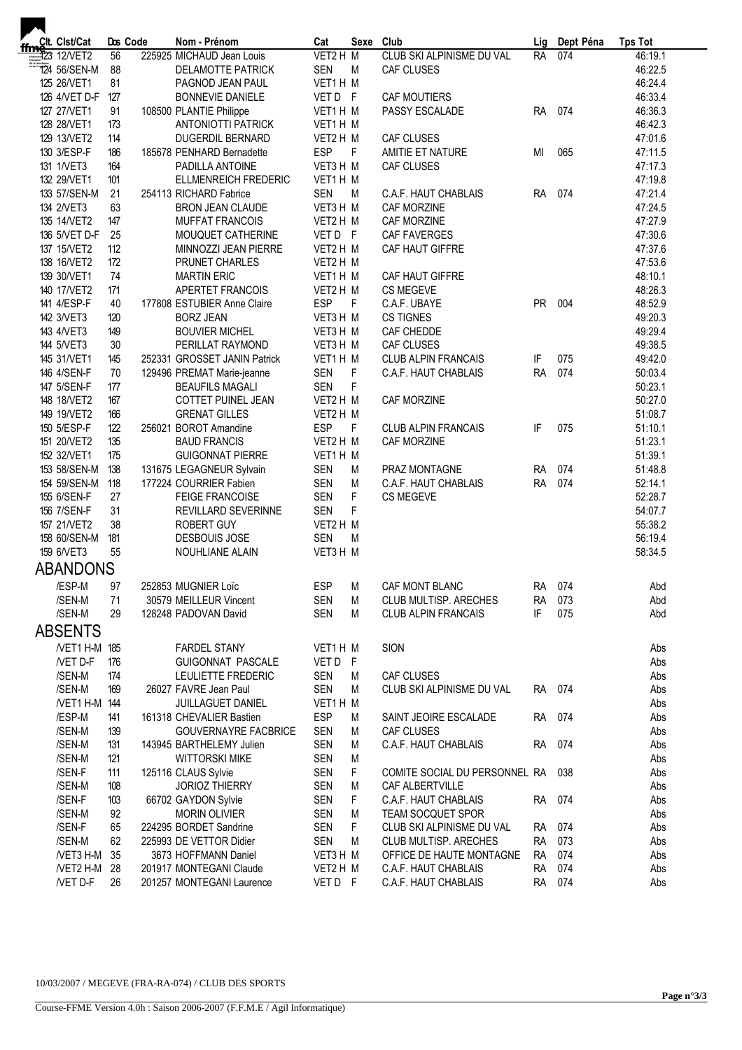| Clt. | Clst/Cat | Dos | Code | Nom - Prénom | Cat | Sexe | Club | Lig | Dept | Péna | Tps Tot |
|---|---|---|---|---|---|---|---|---|---|---|---|
| 123 | 12/VET2 | 56 | 225925 | MICHAUD Jean Louis | VET2 H | M | CLUB SKI ALPINISME DU VAL | RA | 074 | | 46:19.1 |
| 124 | 56/SEN-M | 88 | | DELAMOTTE PATRICK | SEN | M | CAF CLUSES | | | | 46:22.5 |
| 125 | 26/VET1 | 81 | | PAGNOD JEAN PAUL | VET1 H | M | | | | | 46:24.4 |
| 126 | 4/VET D-F | 127 | | BONNEVIE DANIELE | VET D | F | CAF MOUTIERS | | | | 46:33.4 |
| 127 | 27/VET1 | 91 | 108500 | PLANTIE Philippe | VET1 H | M | PASSY ESCALADE | RA | 074 | | 46:36.3 |
| 128 | 28/VET1 | 173 | | ANTONIOTTI PATRICK | VET1 H | M | | | | | 46:42.3 |
| 129 | 13/VET2 | 114 | | DUGERDIL BERNARD | VET2 H | M | CAF CLUSES | | | | 47:01.6 |
| 130 | 3/ESP-F | 186 | 185678 | PENHARD Bernadette | ESP | F | AMITIE ET NATURE | MI | 065 | | 47:11.5 |
| 131 | 1/VET3 | 164 | | PADILLA ANTOINE | VET3 H | M | CAF CLUSES | | | | 47:17.3 |
| 132 | 29/VET1 | 101 | | ELLMENREICH FREDERIC | VET1 H | M | | | | | 47:19.8 |
| 133 | 57/SEN-M | 21 | 254113 | RICHARD Fabrice | SEN | M | C.A.F. HAUT CHABLAIS | RA | 074 | | 47:21.4 |
| 134 | 2/VET3 | 63 | | BRON JEAN CLAUDE | VET3 H | M | CAF MORZINE | | | | 47:24.5 |
| 135 | 14/VET2 | 147 | | MUFFAT FRANCOIS | VET2 H | M | CAF MORZINE | | | | 47:27.9 |
| 136 | 5/VET D-F | 25 | | MOUQUET CATHERINE | VET D | F | CAF FAVERGES | | | | 47:30.6 |
| 137 | 15/VET2 | 112 | | MINNOZZI JEAN PIERRE | VET2 H | M | CAF HAUT GIFFRE | | | | 47:37.6 |
| 138 | 16/VET2 | 172 | | PRUNET CHARLES | VET2 H | M | | | | | 47:53.6 |
| 139 | 30/VET1 | 74 | | MARTIN ERIC | VET1 H | M | CAF HAUT GIFFRE | | | | 48:10.1 |
| 140 | 17/VET2 | 171 | | APERTET FRANCOIS | VET2 H | M | CS MEGEVE | | | | 48:26.3 |
| 141 | 4/ESP-F | 40 | 177808 | ESTUBIER Anne Claire | ESP | F | C.A.F. UBAYE | PR | 004 | | 48:52.9 |
| 142 | 3/VET3 | 120 | | BORZ JEAN | VET3 H | M | CS TIGNES | | | | 49:20.3 |
| 143 | 4/VET3 | 149 | | BOUVIER MICHEL | VET3 H | M | CAF CHEDDE | | | | 49:29.4 |
| 144 | 5/VET3 | 30 | | PERILLAT RAYMOND | VET3 H | M | CAF CLUSES | | | | 49:38.5 |
| 145 | 31/VET1 | 145 | 252331 | GROSSET JANIN Patrick | VET1 H | M | CLUB ALPIN FRANCAIS | IF | 075 | | 49:42.0 |
| 146 | 4/SEN-F | 70 | 129496 | PREMAT Marie-jeanne | SEN | F | C.A.F. HAUT CHABLAIS | RA | 074 | | 50:03.4 |
| 147 | 5/SEN-F | 177 | | BEAUFILS MAGALI | SEN | F | | | | | 50:23.1 |
| 148 | 18/VET2 | 167 | | COTTET PUINEL JEAN | VET2 H | M | CAF MORZINE | | | | 50:27.0 |
| 149 | 19/VET2 | 166 | | GRENAT GILLES | VET2 H | M | | | | | 51:08.7 |
| 150 | 5/ESP-F | 122 | 256021 | BOROT Amandine | ESP | F | CLUB ALPIN FRANCAIS | IF | 075 | | 51:10.1 |
| 151 | 20/VET2 | 135 | | BAUD FRANCIS | VET2 H | M | CAF MORZINE | | | | 51:23.1 |
| 152 | 32/VET1 | 175 | | GUIGONNAT PIERRE | VET1 H | M | | | | | 51:39.1 |
| 153 | 58/SEN-M | 138 | 131675 | LEGAGNEUR Sylvain | SEN | M | PRAZ MONTAGNE | RA | 074 | | 51:48.8 |
| 154 | 59/SEN-M | 118 | 177224 | COURRIER Fabien | SEN | M | C.A.F. HAUT CHABLAIS | RA | 074 | | 52:14.1 |
| 155 | 6/SEN-F | 27 | | FEIGE FRANCOISE | SEN | F | CS MEGEVE | | | | 52:28.7 |
| 156 | 7/SEN-F | 31 | | REVILLARD SEVERINNE | SEN | F | | | | | 54:07.7 |
| 157 | 21/VET2 | 38 | | ROBERT GUY | VET2 H | M | | | | | 55:38.2 |
| 158 | 60/SEN-M | 181 | | DESBOUIS JOSE | SEN | M | | | | | 56:19.4 |
| 159 | 6/VET3 | 55 | | NOUHLIANE ALAIN | VET3 H | M | | | | | 58:34.5 |

## ABANDONS

| Clt. | Clst/Cat | Dos | Code | Nom - Prénom | Cat | Sexe | Club | Lig | Dept | Péna | Tps Tot |
|---|---|---|---|---|---|---|---|---|---|---|---|
| | /ESP-M | 97 | 252853 | MUGNIER Loïc | ESP | M | CAF MONT BLANC | RA | 074 | | Abd |
| | /SEN-M | 71 | 30579 | MEILLEUR Vincent | SEN | M | CLUB MULTISP. ARECHES | RA | 073 | | Abd |
| | /SEN-M | 29 | 128248 | PADOVAN David | SEN | M | CLUB ALPIN FRANCAIS | IF | 075 | | Abd |

## ABSENTS

| Clt. | Clst/Cat | Dos | Code | Nom - Prénom | Cat | Sexe | Club | Lig | Dept | Péna | Tps Tot |
|---|---|---|---|---|---|---|---|---|---|---|---|
| | /VET1 H-M | 185 | | FARDEL STANY | VET1 H | M | SION | | | | Abs |
| | /VET D-F | 176 | | GUIGONNAT PASCALE | VET D | F | | | | | Abs |
| | /SEN-M | 174 | | LEULIETTE FREDERIC | SEN | M | CAF CLUSES | | | | Abs |
| | /SEN-M | 169 | 26027 | FAVRE Jean Paul | SEN | M | CLUB SKI ALPINISME DU VAL | RA | 074 | | Abs |
| | /VET1 H-M | 144 | | JUILLAGUET DANIEL | VET1 H | M | | | | | Abs |
| | /ESP-M | 141 | 161318 | CHEVALIER Bastien | ESP | M | SAINT JEOIRE ESCALADE | RA | 074 | | Abs |
| | /SEN-M | 139 | | GOUVERNAYRE FACBRICE | SEN | M | CAF CLUSES | | | | Abs |
| | /SEN-M | 131 | 143945 | BARTHELEMY Julien | SEN | M | C.A.F. HAUT CHABLAIS | RA | 074 | | Abs |
| | /SEN-M | 121 | | WITTORSKI MIKE | SEN | M | | | | | Abs |
| | /SEN-F | 111 | 125116 | CLAUS Sylvie | SEN | F | COMITE SOCIAL DU PERSONNEL | RA | 038 | | Abs |
| | /SEN-M | 108 | | JORIOZ THIERRY | SEN | M | CAF ALBERTVILLE | | | | Abs |
| | /SEN-F | 103 | 66702 | GAYDON Sylvie | SEN | F | C.A.F. HAUT CHABLAIS | RA | 074 | | Abs |
| | /SEN-M | 92 | | MORIN OLIVIER | SEN | M | TEAM SOCQUET SPOR | | | | Abs |
| | /SEN-F | 65 | 224295 | BORDET Sandrine | SEN | F | CLUB SKI ALPINISME DU VAL | RA | 074 | | Abs |
| | /SEN-M | 62 | 225993 | DE VETTOR Didier | SEN | M | CLUB MULTISP. ARECHES | RA | 073 | | Abs |
| | /VET3 H-M | 35 | 3673 | HOFFMANN Daniel | VET3 H | M | OFFICE DE HAUTE MONTAGNE | RA | 074 | | Abs |
| | /VET2 H-M | 28 | 201917 | MONTEGANI Claude | VET2 H | M | C.A.F. HAUT CHABLAIS | RA | 074 | | Abs |
| | /VET D-F | 26 | 201257 | MONTEGANI Laurence | VET D | F | C.A.F. HAUT CHABLAIS | RA | 074 | | Abs |

10/03/2007 / MEGEVE (FRA-RA-074) / CLUB DES SPORTS

Course-FFME Version 4.0h : Saison 2006-2007 (F.F.M.E / Agil Informatique)